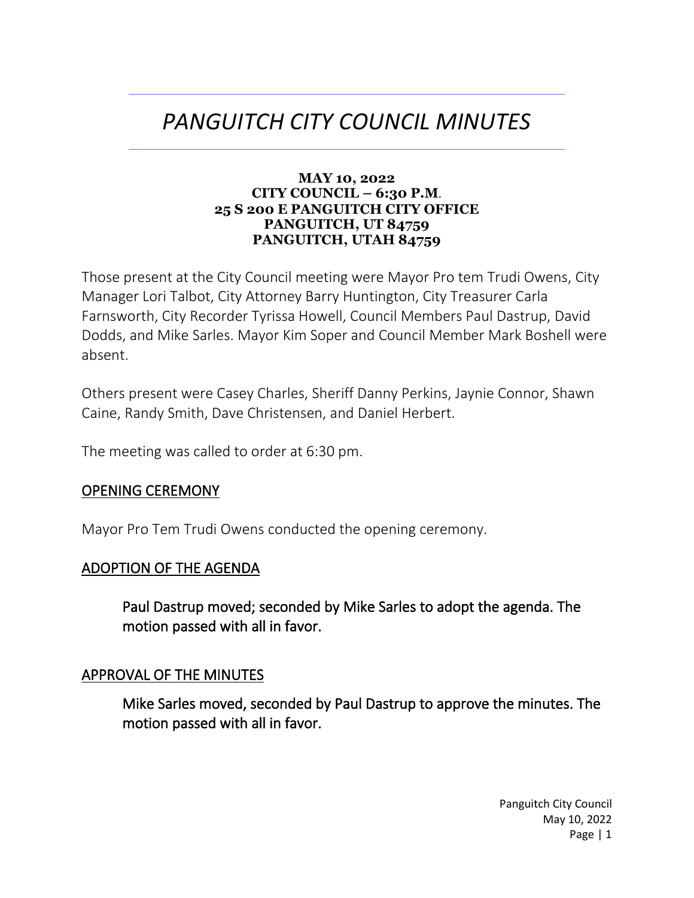# *PANGUITCH CITY COUNCIL MINUTES*

**MAY 10, 2022**
**CITY COUNCIL – 6:30 P.M.**
**25 S 200 E PANGUITCH CITY OFFICE**
**PANGUITCH, UT 84759**
**PANGUITCH, UTAH 84759**

Those present at the City Council meeting were Mayor Pro tem Trudi Owens, City Manager Lori Talbot, City Attorney Barry Huntington, City Treasurer Carla Farnsworth, City Recorder Tyrissa Howell, Council Members Paul Dastrup, David Dodds, and Mike Sarles. Mayor Kim Soper and Council Member Mark Boshell were absent.

Others present were Casey Charles, Sheriff Danny Perkins, Jaynie Connor, Shawn Caine, Randy Smith, Dave Christensen, and Daniel Herbert.

The meeting was called to order at 6:30 pm.

## OPENING CEREMONY

Mayor Pro Tem Trudi Owens conducted the opening ceremony.

## ADOPTION OF THE AGENDA

> Paul Dastrup moved; seconded by Mike Sarles to adopt the agenda. The motion passed with all in favor.

## APPROVAL OF THE MINUTES

> Mike Sarles moved, seconded by Paul Dastrup to approve the minutes. The motion passed with all in favor.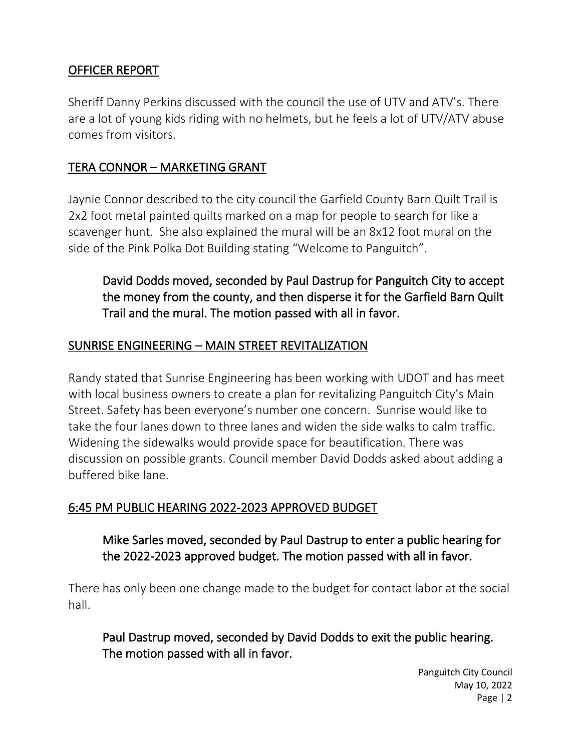## OFFICER REPORT

Sheriff Danny Perkins discussed with the council the use of UTV and ATV's. There are a lot of young kids riding with no helmets, but he feels a lot of UTV/ATV abuse comes from visitors.

## TERA CONNOR – MARKETING GRANT

Jaynie Connor described to the city council the Garfield County Barn Quilt Trail is 2x2 foot metal painted quilts marked on a map for people to search for like a scavenger hunt. She also explained the mural will be an 8x12 foot mural on the side of the Pink Polka Dot Building stating "Welcome to Panguitch".

> David Dodds moved, seconded by Paul Dastrup for Panguitch City to accept the money from the county, and then disperse it for the Garfield Barn Quilt Trail and the mural. The motion passed with all in favor.

## SUNRISE ENGINEERING – MAIN STREET REVITALIZATION

Randy stated that Sunrise Engineering has been working with UDOT and has meet with local business owners to create a plan for revitalizing Panguitch City's Main Street. Safety has been everyone's number one concern. Sunrise would like to take the four lanes down to three lanes and widen the side walks to calm traffic. Widening the sidewalks would provide space for beautification. There was discussion on possible grants. Council member David Dodds asked about adding a buffered bike lane.

## 6:45 PM PUBLIC HEARING 2022-2023 APPROVED BUDGET

> Mike Sarles moved, seconded by Paul Dastrup to enter a public hearing for the 2022-2023 approved budget. The motion passed with all in favor.

There has only been one change made to the budget for contact labor at the social hall.

> Paul Dastrup moved, seconded by David Dodds to exit the public hearing. The motion passed with all in favor.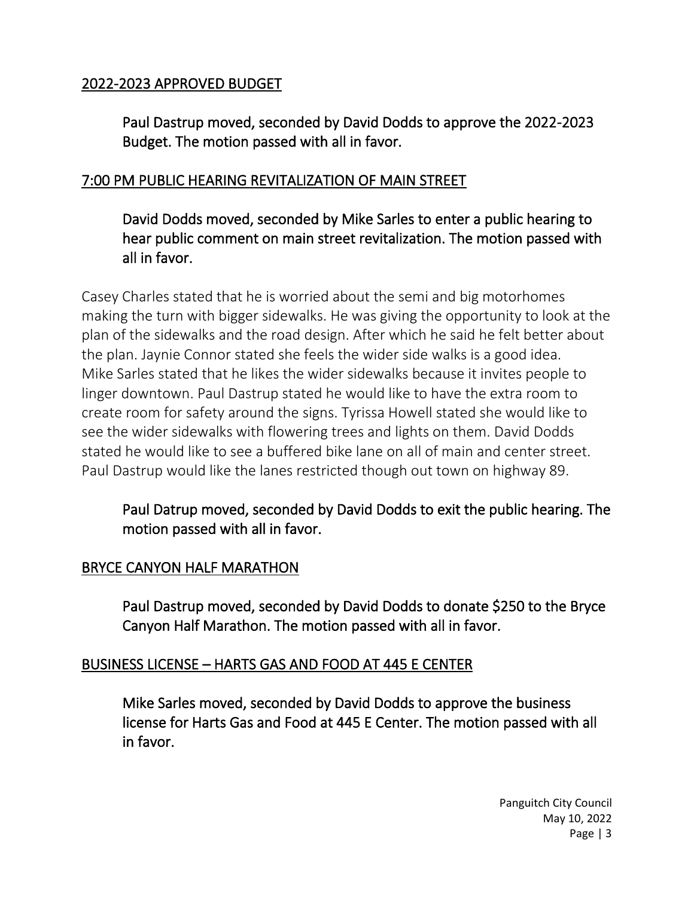## 2022-2023 APPROVED BUDGET

Paul Dastrup moved, seconded by David Dodds to approve the 2022-2023 Budget. The motion passed with all in favor.

## 7:00 PM PUBLIC HEARING REVITALIZATION OF MAIN STREET

David Dodds moved, seconded by Mike Sarles to enter a public hearing to hear public comment on main street revitalization. The motion passed with all in favor.

Casey Charles stated that he is worried about the semi and big motorhomes making the turn with bigger sidewalks. He was giving the opportunity to look at the plan of the sidewalks and the road design. After which he said he felt better about the plan. Jaynie Connor stated she feels the wider side walks is a good idea. Mike Sarles stated that he likes the wider sidewalks because it invites people to linger downtown. Paul Dastrup stated he would like to have the extra room to create room for safety around the signs. Tyrissa Howell stated she would like to see the wider sidewalks with flowering trees and lights on them. David Dodds stated he would like to see a buffered bike lane on all of main and center street. Paul Dastrup would like the lanes restricted though out town on highway 89.

Paul Datrup moved, seconded by David Dodds to exit the public hearing. The motion passed with all in favor.

## BRYCE CANYON HALF MARATHON

Paul Dastrup moved, seconded by David Dodds to donate $250 to the Bryce Canyon Half Marathon. The motion passed with all in favor.

## BUSINESS LICENSE – HARTS GAS AND FOOD AT 445 E CENTER

Mike Sarles moved, seconded by David Dodds to approve the business license for Harts Gas and Food at 445 E Center. The motion passed with all in favor.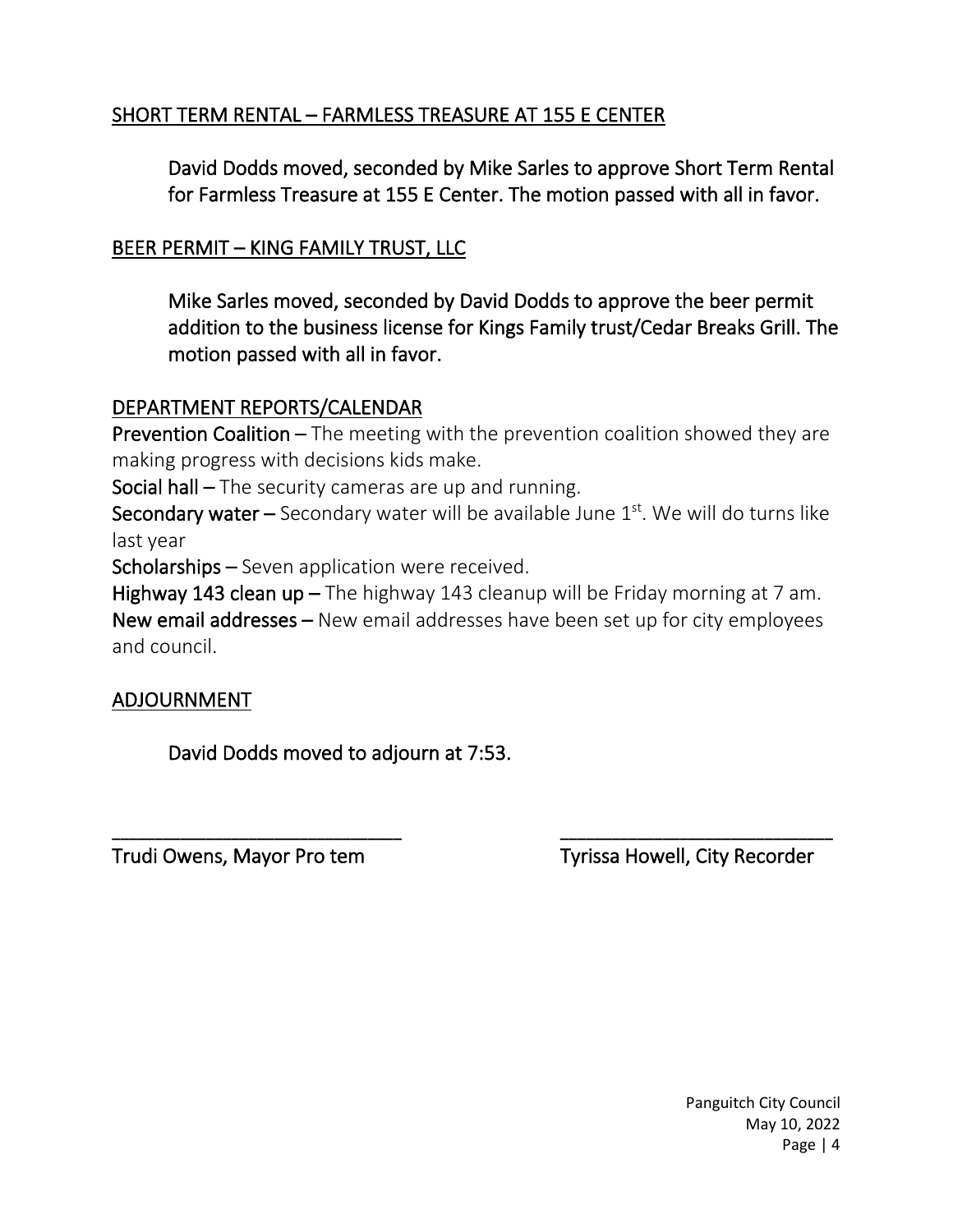## SHORT TERM RENTAL – FARMLESS TREASURE AT 155 E CENTER

David Dodds moved, seconded by Mike Sarles to approve Short Term Rental for Farmless Treasure at 155 E Center. The motion passed with all in favor.

## BEER PERMIT – KING FAMILY TRUST, LLC

Mike Sarles moved, seconded by David Dodds to approve the beer permit addition to the business license for Kings Family trust/Cedar Breaks Grill. The motion passed with all in favor.

## DEPARTMENT REPORTS/CALENDAR

**Prevention Coalition** – The meeting with the prevention coalition showed they are making progress with decisions kids make.

**Social hall** – The security cameras are up and running.

**Secondary water** – Secondary water will be available June 1st. We will do turns like last year

**Scholarships** – Seven application were received.

**Highway 143 clean up** – The highway 143 cleanup will be Friday morning at 7 am.

**New email addresses** – New email addresses have been set up for city employees and council.

## ADJOURNMENT

David Dodds moved to adjourn at 7:53.

\_\_\_\_\_\_\_\_\_\_\_\_\_\_\_\_\_\_\_\_\_\_\_\_\_\_\_\_ 
Trudi Owens, Mayor Pro tem

\_\_\_\_\_\_\_\_\_\_\_\_\_\_\_\_\_\_\_\_\_\_\_\_\_\_\_\_ 
Tyrissa Howell, City Recorder